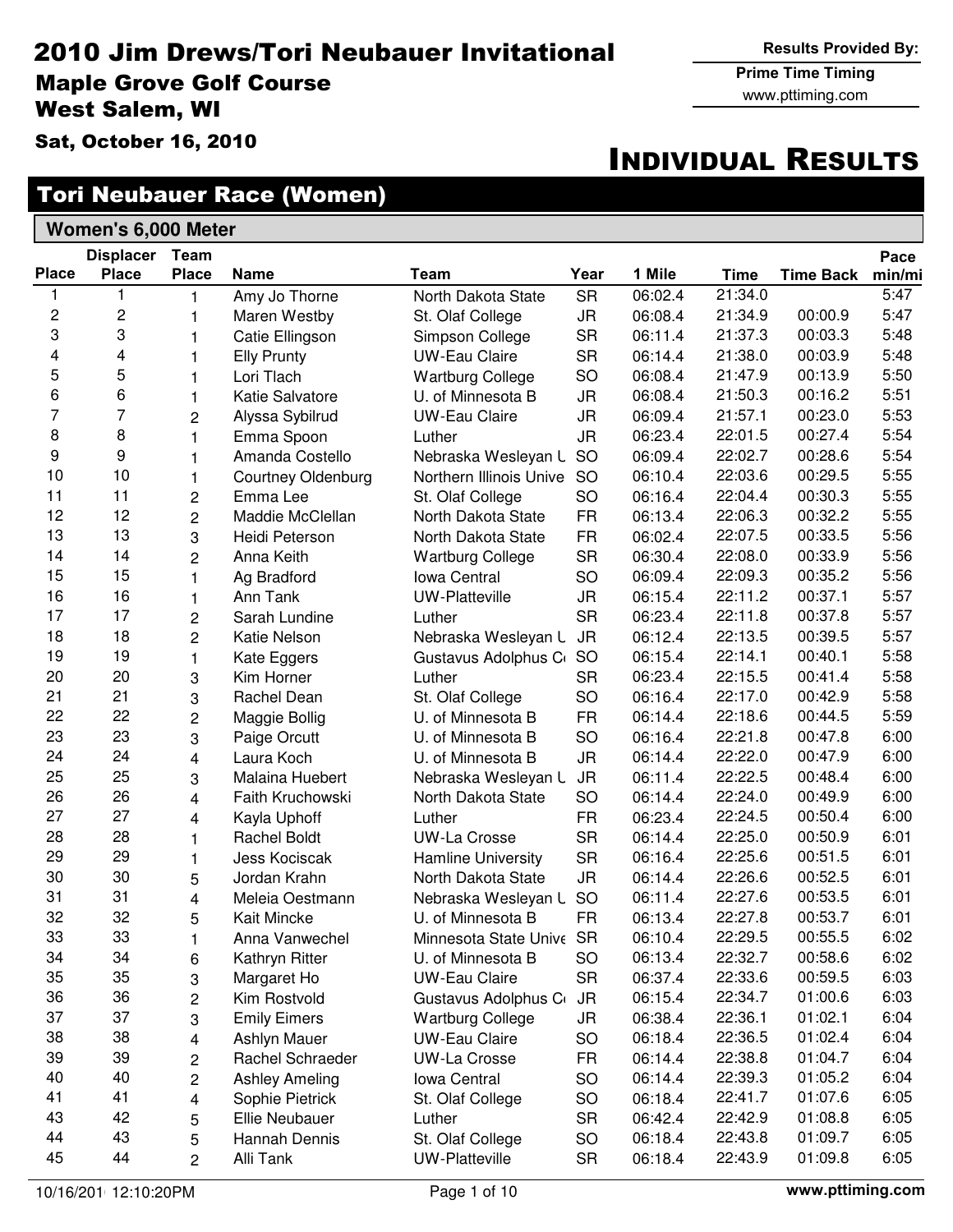# 2010 Jim Drews/Tori Neubauer Invitational

**Maple Grove Golf Course**
**West Salem, WI**

**Sat, October 16, 2010**

**Results Provided By:**
**Prime Time Timing**
www.pttiming.com

# Individual Results

## Tori Neubauer Race (Women)

### Women's 6,000 Meter

| Place | Displacer Place | Team Place | Name | Team | Year | 1 Mile | Time | Time Back | Pace min/mi |
|---|---|---|---|---|---|---|---|---|---|
| 1 | 1 | 1 | Amy Jo Thorne | North Dakota State | SR | 06:02.4 | 21:34.0 | | 5:47 |
| 2 | 2 | 1 | Maren Westby | St. Olaf College | JR | 06:08.4 | 21:34.9 | 00:00.9 | 5:47 |
| 3 | 3 | 1 | Catie Ellingson | Simpson College | SR | 06:11.4 | 21:37.3 | 00:03.3 | 5:48 |
| 4 | 4 | 1 | Elly Prunty | UW-Eau Claire | SR | 06:14.4 | 21:38.0 | 00:03.9 | 5:48 |
| 5 | 5 | 1 | Lori Tlach | Wartburg College | SO | 06:08.4 | 21:47.9 | 00:13.9 | 5:50 |
| 6 | 6 | 1 | Katie Salvatore | U. of Minnesota B | JR | 06:08.4 | 21:50.3 | 00:16.2 | 5:51 |
| 7 | 7 | 2 | Alyssa Sybilrud | UW-Eau Claire | JR | 06:09.4 | 21:57.1 | 00:23.0 | 5:53 |
| 8 | 8 | 1 | Emma Spoon | Luther | JR | 06:23.4 | 22:01.5 | 00:27.4 | 5:54 |
| 9 | 9 | 1 | Amanda Costello | Nebraska Wesleyan U | SO | 06:09.4 | 22:02.7 | 00:28.6 | 5:54 |
| 10 | 10 | 1 | Courtney Oldenburg | Northern Illinois Unive | SO | 06:10.4 | 22:03.6 | 00:29.5 | 5:55 |
| 11 | 11 | 2 | Emma Lee | St. Olaf College | SO | 06:16.4 | 22:04.4 | 00:30.3 | 5:55 |
| 12 | 12 | 2 | Maddie McClellan | North Dakota State | FR | 06:13.4 | 22:06.3 | 00:32.2 | 5:55 |
| 13 | 13 | 3 | Heidi Peterson | North Dakota State | FR | 06:02.4 | 22:07.5 | 00:33.5 | 5:56 |
| 14 | 14 | 2 | Anna Keith | Wartburg College | SR | 06:30.4 | 22:08.0 | 00:33.9 | 5:56 |
| 15 | 15 | 1 | Ag Bradford | Iowa Central | SO | 06:09.4 | 22:09.3 | 00:35.2 | 5:56 |
| 16 | 16 | 1 | Ann Tank | UW-Platteville | JR | 06:15.4 | 22:11.2 | 00:37.1 | 5:57 |
| 17 | 17 | 2 | Sarah Lundine | Luther | SR | 06:23.4 | 22:11.8 | 00:37.8 | 5:57 |
| 18 | 18 | 2 | Katie Nelson | Nebraska Wesleyan U | JR | 06:12.4 | 22:13.5 | 00:39.5 | 5:57 |
| 19 | 19 | 1 | Kate Eggers | Gustavus Adolphus Co | SO | 06:15.4 | 22:14.1 | 00:40.1 | 5:58 |
| 20 | 20 | 3 | Kim Horner | Luther | SR | 06:23.4 | 22:15.5 | 00:41.4 | 5:58 |
| 21 | 21 | 3 | Rachel Dean | St. Olaf College | SO | 06:16.4 | 22:17.0 | 00:42.9 | 5:58 |
| 22 | 22 | 2 | Maggie Bollig | U. of Minnesota B | FR | 06:14.4 | 22:18.6 | 00:44.5 | 5:59 |
| 23 | 23 | 3 | Paige Orcutt | U. of Minnesota B | SO | 06:16.4 | 22:21.8 | 00:47.8 | 6:00 |
| 24 | 24 | 4 | Laura Koch | U. of Minnesota B | JR | 06:14.4 | 22:22.0 | 00:47.9 | 6:00 |
| 25 | 25 | 3 | Malaina Huebert | Nebraska Wesleyan U | JR | 06:11.4 | 22:22.5 | 00:48.4 | 6:00 |
| 26 | 26 | 4 | Faith Kruchowski | North Dakota State | SO | 06:14.4 | 22:24.0 | 00:49.9 | 6:00 |
| 27 | 27 | 4 | Kayla Uphoff | Luther | FR | 06:23.4 | 22:24.5 | 00:50.4 | 6:00 |
| 28 | 28 | 1 | Rachel Boldt | UW-La Crosse | SR | 06:14.4 | 22:25.0 | 00:50.9 | 6:01 |
| 29 | 29 | 1 | Jess Kociscak | Hamline University | SR | 06:16.4 | 22:25.6 | 00:51.5 | 6:01 |
| 30 | 30 | 5 | Jordan Krahn | North Dakota State | JR | 06:14.4 | 22:26.6 | 00:52.5 | 6:01 |
| 31 | 31 | 4 | Meleia Oestmann | Nebraska Wesleyan U | SO | 06:11.4 | 22:27.6 | 00:53.5 | 6:01 |
| 32 | 32 | 5 | Kait Mincke | U. of Minnesota B | FR | 06:13.4 | 22:27.8 | 00:53.7 | 6:01 |
| 33 | 33 | 1 | Anna Vanwechel | Minnesota State Unive | SR | 06:10.4 | 22:29.5 | 00:55.5 | 6:02 |
| 34 | 34 | 6 | Kathryn Ritter | U. of Minnesota B | SO | 06:13.4 | 22:32.7 | 00:58.6 | 6:02 |
| 35 | 35 | 3 | Margaret Ho | UW-Eau Claire | SR | 06:37.4 | 22:33.6 | 00:59.5 | 6:03 |
| 36 | 36 | 2 | Kim Rostvold | Gustavus Adolphus Co | JR | 06:15.4 | 22:34.7 | 01:00.6 | 6:03 |
| 37 | 37 | 3 | Emily Eimers | Wartburg College | JR | 06:38.4 | 22:36.1 | 01:02.1 | 6:04 |
| 38 | 38 | 4 | Ashlyn Mauer | UW-Eau Claire | SO | 06:18.4 | 22:36.5 | 01:02.4 | 6:04 |
| 39 | 39 | 2 | Rachel Schraeder | UW-La Crosse | FR | 06:14.4 | 22:38.8 | 01:04.7 | 6:04 |
| 40 | 40 | 2 | Ashley Ameling | Iowa Central | SO | 06:14.4 | 22:39.3 | 01:05.2 | 6:04 |
| 41 | 41 | 4 | Sophie Pietrick | St. Olaf College | SO | 06:18.4 | 22:41.7 | 01:07.6 | 6:05 |
| 43 | 42 | 5 | Ellie Neubauer | Luther | SR | 06:42.4 | 22:42.9 | 01:08.8 | 6:05 |
| 44 | 43 | 5 | Hannah Dennis | St. Olaf College | SO | 06:18.4 | 22:43.8 | 01:09.7 | 6:05 |
| 45 | 44 | 2 | Alli Tank | UW-Platteville | SR | 06:18.4 | 22:43.9 | 01:09.8 | 6:05 |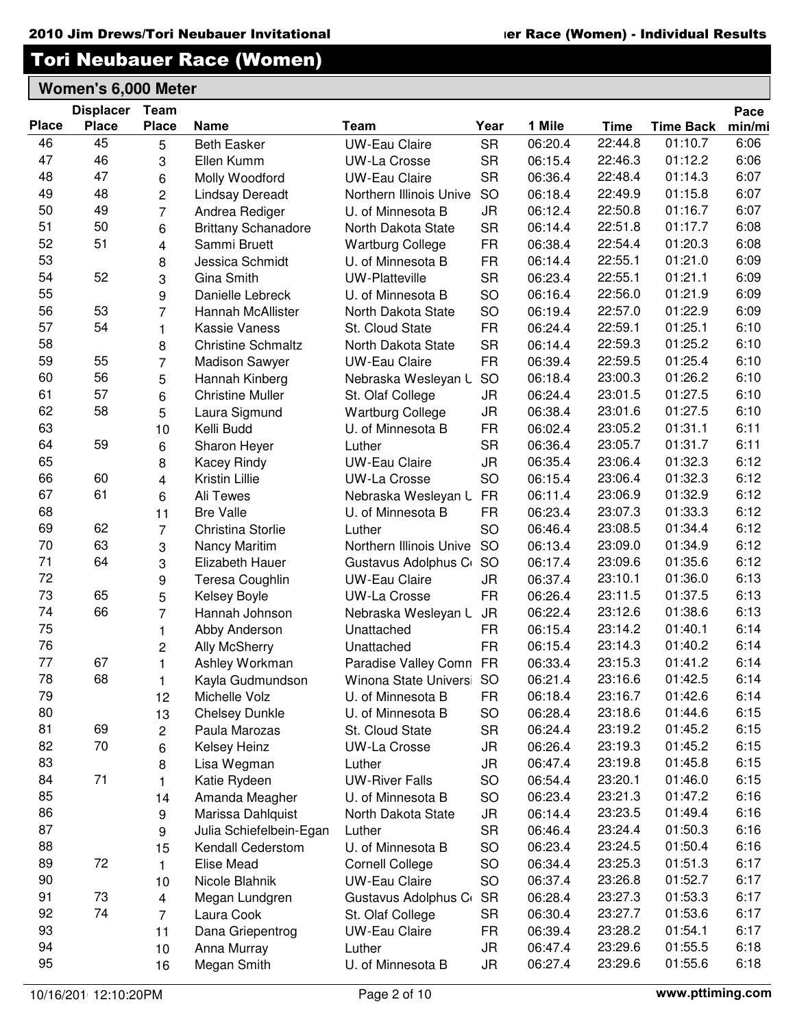## Tori Neubauer Race (Women)

### Women's 6,000 Meter

| Place | Displacer Place | Team Place | Name | Team | Year | 1 Mile | Time | Time Back | Pace min/mi |
|---|---|---|---|---|---|---|---|---|---|
| 46 | 45 | 5 | Beth Easker | UW-Eau Claire | SR | 06:20.4 | 22:44.8 | 01:10.7 | 6:06 |
| 47 | 46 | 3 | Ellen Kumm | UW-La Crosse | SR | 06:15.4 | 22:46.3 | 01:12.2 | 6:06 |
| 48 | 47 | 6 | Molly Woodford | UW-Eau Claire | SR | 06:36.4 | 22:48.4 | 01:14.3 | 6:07 |
| 49 | 48 | 2 | Lindsay Dereadt | Northern Illinois Unive | SO | 06:18.4 | 22:49.9 | 01:15.8 | 6:07 |
| 50 | 49 | 7 | Andrea Rediger | U. of Minnesota B | JR | 06:12.4 | 22:50.8 | 01:16.7 | 6:07 |
| 51 | 50 | 6 | Brittany Schanadore | North Dakota State | SR | 06:14.4 | 22:51.8 | 01:17.7 | 6:08 |
| 52 | 51 | 4 | Sammi Bruett | Wartburg College | FR | 06:38.4 | 22:54.4 | 01:20.3 | 6:08 |
| 53 | | 8 | Jessica Schmidt | U. of Minnesota B | FR | 06:14.4 | 22:55.1 | 01:21.0 | 6:09 |
| 54 | 52 | 3 | Gina Smith | UW-Platteville | SR | 06:23.4 | 22:55.1 | 01:21.1 | 6:09 |
| 55 | | 9 | Danielle Lebreck | U. of Minnesota B | SO | 06:16.4 | 22:56.0 | 01:21.9 | 6:09 |
| 56 | 53 | 7 | Hannah McAllister | North Dakota State | SO | 06:19.4 | 22:57.0 | 01:22.9 | 6:09 |
| 57 | 54 | 1 | Kassie Vaness | St. Cloud State | FR | 06:24.4 | 22:59.1 | 01:25.1 | 6:10 |
| 58 | | 8 | Christine Schmaltz | North Dakota State | SR | 06:14.4 | 22:59.3 | 01:25.2 | 6:10 |
| 59 | 55 | 7 | Madison Sawyer | UW-Eau Claire | FR | 06:39.4 | 22:59.5 | 01:25.4 | 6:10 |
| 60 | 56 | 5 | Hannah Kinberg | Nebraska Wesleyan U | SO | 06:18.4 | 23:00.3 | 01:26.2 | 6:10 |
| 61 | 57 | 6 | Christine Muller | St. Olaf College | JR | 06:24.4 | 23:01.5 | 01:27.5 | 6:10 |
| 62 | 58 | 5 | Laura Sigmund | Wartburg College | JR | 06:38.4 | 23:01.6 | 01:27.5 | 6:10 |
| 63 | | 10 | Kelli Budd | U. of Minnesota B | FR | 06:02.4 | 23:05.2 | 01:31.1 | 6:11 |
| 64 | 59 | 6 | Sharon Heyer | Luther | SR | 06:36.4 | 23:05.7 | 01:31.7 | 6:11 |
| 65 | | 8 | Kacey Rindy | UW-Eau Claire | JR | 06:35.4 | 23:06.4 | 01:32.3 | 6:12 |
| 66 | 60 | 4 | Kristin Lillie | UW-La Crosse | SO | 06:15.4 | 23:06.4 | 01:32.3 | 6:12 |
| 67 | 61 | 6 | Ali Tewes | Nebraska Wesleyan U | FR | 06:11.4 | 23:06.9 | 01:32.9 | 6:12 |
| 68 | | 11 | Bre Valle | U. of Minnesota B | FR | 06:23.4 | 23:07.3 | 01:33.3 | 6:12 |
| 69 | 62 | 7 | Christina Storlie | Luther | SO | 06:46.4 | 23:08.5 | 01:34.4 | 6:12 |
| 70 | 63 | 3 | Nancy Maritim | Northern Illinois Unive | SO | 06:13.4 | 23:09.0 | 01:34.9 | 6:12 |
| 71 | 64 | 3 | Elizabeth Hauer | Gustavus Adolphus Co | SO | 06:17.4 | 23:09.6 | 01:35.6 | 6:12 |
| 72 | | 9 | Teresa Coughlin | UW-Eau Claire | JR | 06:37.4 | 23:10.1 | 01:36.0 | 6:13 |
| 73 | 65 | 5 | Kelsey Boyle | UW-La Crosse | FR | 06:26.4 | 23:11.5 | 01:37.5 | 6:13 |
| 74 | 66 | 7 | Hannah Johnson | Nebraska Wesleyan U | JR | 06:22.4 | 23:12.6 | 01:38.6 | 6:13 |
| 75 | | 1 | Abby Anderson | Unattached | FR | 06:15.4 | 23:14.2 | 01:40.1 | 6:14 |
| 76 | | 2 | Ally McSherry | Unattached | FR | 06:15.4 | 23:14.3 | 01:40.2 | 6:14 |
| 77 | 67 | 1 | Ashley Workman | Paradise Valley Comm | FR | 06:33.4 | 23:15.3 | 01:41.2 | 6:14 |
| 78 | 68 | 1 | Kayla Gudmundson | Winona State Universi | SO | 06:21.4 | 23:16.6 | 01:42.5 | 6:14 |
| 79 | | 12 | Michelle Volz | U. of Minnesota B | FR | 06:18.4 | 23:16.7 | 01:42.6 | 6:14 |
| 80 | | 13 | Chelsey Dunkle | U. of Minnesota B | SO | 06:28.4 | 23:18.6 | 01:44.6 | 6:15 |
| 81 | 69 | 2 | Paula Marozas | St. Cloud State | SR | 06:24.4 | 23:19.2 | 01:45.2 | 6:15 |
| 82 | 70 | 6 | Kelsey Heinz | UW-La Crosse | JR | 06:26.4 | 23:19.3 | 01:45.2 | 6:15 |
| 83 | | 8 | Lisa Wegman | Luther | JR | 06:47.4 | 23:19.8 | 01:45.8 | 6:15 |
| 84 | 71 | 1 | Katie Rydeen | UW-River Falls | SO | 06:54.4 | 23:20.1 | 01:46.0 | 6:15 |
| 85 | | 14 | Amanda Meagher | U. of Minnesota B | SO | 06:23.4 | 23:21.3 | 01:47.2 | 6:16 |
| 86 | | 9 | Marissa Dahlquist | North Dakota State | JR | 06:14.4 | 23:23.5 | 01:49.4 | 6:16 |
| 87 | | 9 | Julia Schiefelbein-Egan | Luther | SR | 06:46.4 | 23:24.4 | 01:50.3 | 6:16 |
| 88 | | 15 | Kendall Cederstom | U. of Minnesota B | SO | 06:23.4 | 23:24.5 | 01:50.4 | 6:16 |
| 89 | 72 | 1 | Elise Mead | Cornell College | SO | 06:34.4 | 23:25.3 | 01:51.3 | 6:17 |
| 90 | | 10 | Nicole Blahnik | UW-Eau Claire | SO | 06:37.4 | 23:26.8 | 01:52.7 | 6:17 |
| 91 | 73 | 4 | Megan Lundgren | Gustavus Adolphus Co | SR | 06:28.4 | 23:27.3 | 01:53.3 | 6:17 |
| 92 | 74 | 7 | Laura Cook | St. Olaf College | SR | 06:30.4 | 23:27.7 | 01:53.6 | 6:17 |
| 93 | | 11 | Dana Griepentrog | UW-Eau Claire | FR | 06:39.4 | 23:28.2 | 01:54.1 | 6:17 |
| 94 | | 10 | Anna Murray | Luther | JR | 06:47.4 | 23:29.6 | 01:55.5 | 6:18 |
| 95 | | 16 | Megan Smith | U. of Minnesota B | JR | 06:27.4 | 23:29.6 | 01:55.6 | 6:18 |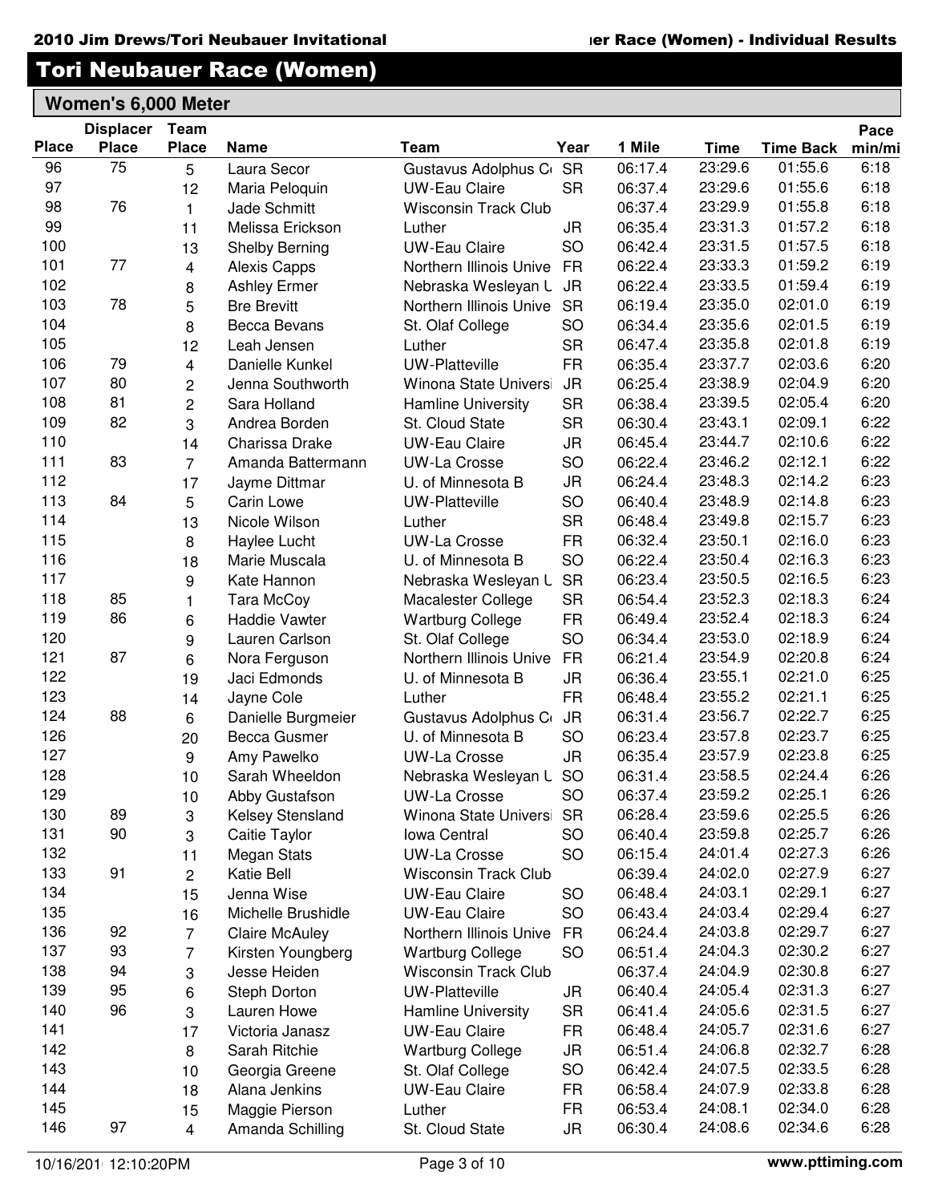## Tori Neubauer Race (Women)

### Women's 6,000 Meter

| Place | Displacer Place | Team Place | Name | Team | Year | 1 Mile | Time | Time Back | Pace min/mi |
|---|---|---|---|---|---|---|---|---|---|
| 96 | 75 | 5 | Laura Secor | Gustavus Adolphus Co | SR | 06:17.4 | 23:29.6 | 01:55.6 | 6:18 |
| 97 | | 12 | Maria Peloquin | UW-Eau Claire | SR | 06:37.4 | 23:29.6 | 01:55.6 | 6:18 |
| 98 | 76 | 1 | Jade Schmitt | Wisconsin Track Club | | 06:37.4 | 23:29.9 | 01:55.8 | 6:18 |
| 99 | | 11 | Melissa Erickson | Luther | JR | 06:35.4 | 23:31.3 | 01:57.2 | 6:18 |
| 100 | | 13 | Shelby Berning | UW-Eau Claire | SO | 06:42.4 | 23:31.5 | 01:57.5 | 6:18 |
| 101 | 77 | 4 | Alexis Capps | Northern Illinois Unive | FR | 06:22.4 | 23:33.3 | 01:59.2 | 6:19 |
| 102 | | 8 | Ashley Ermer | Nebraska Wesleyan U | JR | 06:22.4 | 23:33.5 | 01:59.4 | 6:19 |
| 103 | 78 | 5 | Bre Brevitt | Northern Illinois Unive | SR | 06:19.4 | 23:35.0 | 02:01.0 | 6:19 |
| 104 | | 8 | Becca Bevans | St. Olaf College | SO | 06:34.4 | 23:35.6 | 02:01.5 | 6:19 |
| 105 | | 12 | Leah Jensen | Luther | SR | 06:47.4 | 23:35.8 | 02:01.8 | 6:19 |
| 106 | 79 | 4 | Danielle Kunkel | UW-Platteville | FR | 06:35.4 | 23:37.7 | 02:03.6 | 6:20 |
| 107 | 80 | 2 | Jenna Southworth | Winona State Universi | JR | 06:25.4 | 23:38.9 | 02:04.9 | 6:20 |
| 108 | 81 | 2 | Sara Holland | Hamline University | SR | 06:38.4 | 23:39.5 | 02:05.4 | 6:20 |
| 109 | 82 | 3 | Andrea Borden | St. Cloud State | SR | 06:30.4 | 23:43.1 | 02:09.1 | 6:22 |
| 110 | | 14 | Charissa Drake | UW-Eau Claire | JR | 06:45.4 | 23:44.7 | 02:10.6 | 6:22 |
| 111 | 83 | 7 | Amanda Battermann | UW-La Crosse | SO | 06:22.4 | 23:46.2 | 02:12.1 | 6:22 |
| 112 | | 17 | Jayme Dittmar | U. of Minnesota B | JR | 06:24.4 | 23:48.3 | 02:14.2 | 6:23 |
| 113 | 84 | 5 | Carin Lowe | UW-Platteville | SO | 06:40.4 | 23:48.9 | 02:14.8 | 6:23 |
| 114 | | 13 | Nicole Wilson | Luther | SR | 06:48.4 | 23:49.8 | 02:15.7 | 6:23 |
| 115 | | 8 | Haylee Lucht | UW-La Crosse | FR | 06:32.4 | 23:50.1 | 02:16.0 | 6:23 |
| 116 | | 18 | Marie Muscala | U. of Minnesota B | SO | 06:22.4 | 23:50.4 | 02:16.3 | 6:23 |
| 117 | | 9 | Kate Hannon | Nebraska Wesleyan U | SR | 06:23.4 | 23:50.5 | 02:16.5 | 6:23 |
| 118 | 85 | 1 | Tara McCoy | Macalester College | SR | 06:54.4 | 23:52.3 | 02:18.3 | 6:24 |
| 119 | 86 | 6 | Haddie Vawter | Wartburg College | FR | 06:49.4 | 23:52.4 | 02:18.3 | 6:24 |
| 120 | | 9 | Lauren Carlson | St. Olaf College | SO | 06:34.4 | 23:53.0 | 02:18.9 | 6:24 |
| 121 | 87 | 6 | Nora Ferguson | Northern Illinois Unive | FR | 06:21.4 | 23:54.9 | 02:20.8 | 6:24 |
| 122 | | 19 | Jaci Edmonds | U. of Minnesota B | JR | 06:36.4 | 23:55.1 | 02:21.0 | 6:25 |
| 123 | | 14 | Jayne Cole | Luther | FR | 06:48.4 | 23:55.2 | 02:21.1 | 6:25 |
| 124 | 88 | 6 | Danielle Burgmeier | Gustavus Adolphus Co | JR | 06:31.4 | 23:56.7 | 02:22.7 | 6:25 |
| 126 | | 20 | Becca Gusmer | U. of Minnesota B | SO | 06:23.4 | 23:57.8 | 02:23.7 | 6:25 |
| 127 | | 9 | Amy Pawelko | UW-La Crosse | JR | 06:35.4 | 23:57.9 | 02:23.8 | 6:25 |
| 128 | | 10 | Sarah Wheeldon | Nebraska Wesleyan U | SO | 06:31.4 | 23:58.5 | 02:24.4 | 6:26 |
| 129 | | 10 | Abby Gustafson | UW-La Crosse | SO | 06:37.4 | 23:59.2 | 02:25.1 | 6:26 |
| 130 | 89 | 3 | Kelsey Stensland | Winona State Universi | SR | 06:28.4 | 23:59.6 | 02:25.5 | 6:26 |
| 131 | 90 | 3 | Caitie Taylor | Iowa Central | SO | 06:40.4 | 23:59.8 | 02:25.7 | 6:26 |
| 132 | | 11 | Megan Stats | UW-La Crosse | SO | 06:15.4 | 24:01.4 | 02:27.3 | 6:26 |
| 133 | 91 | 2 | Katie Bell | Wisconsin Track Club | | 06:39.4 | 24:02.0 | 02:27.9 | 6:27 |
| 134 | | 15 | Jenna Wise | UW-Eau Claire | SO | 06:48.4 | 24:03.1 | 02:29.1 | 6:27 |
| 135 | | 16 | Michelle Brushidle | UW-Eau Claire | SO | 06:43.4 | 24:03.4 | 02:29.4 | 6:27 |
| 136 | 92 | 7 | Claire McAuley | Northern Illinois Unive | FR | 06:24.4 | 24:03.8 | 02:29.7 | 6:27 |
| 137 | 93 | 7 | Kirsten Youngberg | Wartburg College | SO | 06:51.4 | 24:04.3 | 02:30.2 | 6:27 |
| 138 | 94 | 3 | Jesse Heiden | Wisconsin Track Club | | 06:37.4 | 24:04.9 | 02:30.8 | 6:27 |
| 139 | 95 | 6 | Steph Dorton | UW-Platteville | JR | 06:40.4 | 24:05.4 | 02:31.3 | 6:27 |
| 140 | 96 | 3 | Lauren Howe | Hamline University | SR | 06:41.4 | 24:05.6 | 02:31.5 | 6:27 |
| 141 | | 17 | Victoria Janasz | UW-Eau Claire | FR | 06:48.4 | 24:05.7 | 02:31.6 | 6:27 |
| 142 | | 8 | Sarah Ritchie | Wartburg College | JR | 06:51.4 | 24:06.8 | 02:32.7 | 6:28 |
| 143 | | 10 | Georgia Greene | St. Olaf College | SO | 06:42.4 | 24:07.5 | 02:33.5 | 6:28 |
| 144 | | 18 | Alana Jenkins | UW-Eau Claire | FR | 06:58.4 | 24:07.9 | 02:33.8 | 6:28 |
| 145 | | 15 | Maggie Pierson | Luther | FR | 06:53.4 | 24:08.1 | 02:34.0 | 6:28 |
| 146 | 97 | 4 | Amanda Schilling | St. Cloud State | JR | 06:30.4 | 24:08.6 | 02:34.6 | 6:28 |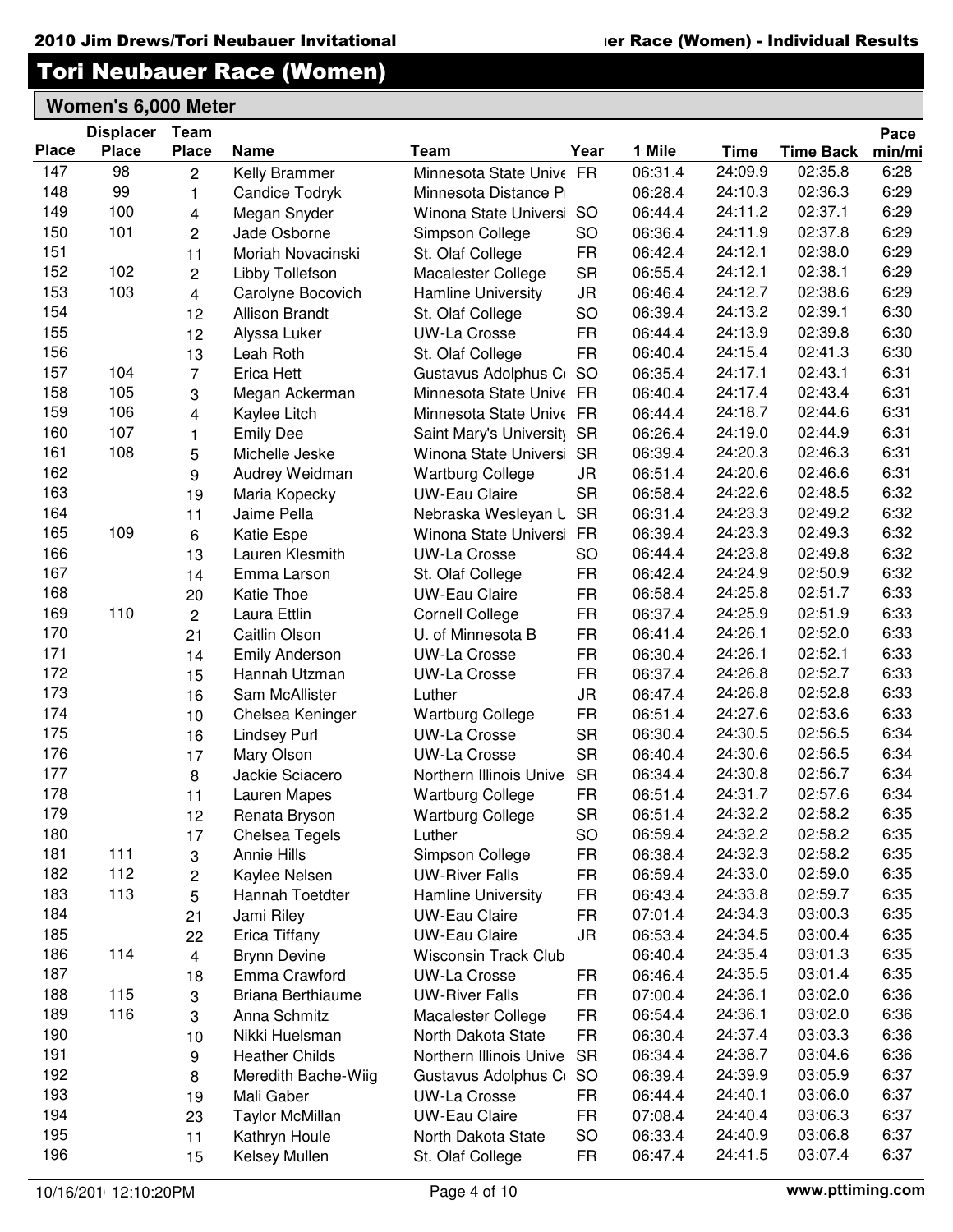## Tori Neubauer Race (Women)

### Women's 6,000 Meter

| Place | Displacer Place | Team Place | Name | Team | Year | 1 Mile | Time | Time Back | Pace min/mi |
|---|---|---|---|---|---|---|---|---|---|
| 147 | 98 | 2 | Kelly Brammer | Minnesota State Unive | FR | 06:31.4 | 24:09.9 | 02:35.8 | 6:28 |
| 148 | 99 | 1 | Candice Todryk | Minnesota Distance P | | 06:28.4 | 24:10.3 | 02:36.3 | 6:29 |
| 149 | 100 | 4 | Megan Snyder | Winona State Universi | SO | 06:44.4 | 24:11.2 | 02:37.1 | 6:29 |
| 150 | 101 | 2 | Jade Osborne | Simpson College | SO | 06:36.4 | 24:11.9 | 02:37.8 | 6:29 |
| 151 | | 11 | Moriah Novacinski | St. Olaf College | FR | 06:42.4 | 24:12.1 | 02:38.0 | 6:29 |
| 152 | 102 | 2 | Libby Tollefson | Macalester College | SR | 06:55.4 | 24:12.1 | 02:38.1 | 6:29 |
| 153 | 103 | 4 | Carolyne Bocovich | Hamline University | JR | 06:46.4 | 24:12.7 | 02:38.6 | 6:29 |
| 154 | | 12 | Allison Brandt | St. Olaf College | SO | 06:39.4 | 24:13.2 | 02:39.1 | 6:30 |
| 155 | | 12 | Alyssa Luker | UW-La Crosse | FR | 06:44.4 | 24:13.9 | 02:39.8 | 6:30 |
| 156 | | 13 | Leah Roth | St. Olaf College | FR | 06:40.4 | 24:15.4 | 02:41.3 | 6:30 |
| 157 | 104 | 7 | Erica Hett | Gustavus Adolphus Co | SO | 06:35.4 | 24:17.1 | 02:43.1 | 6:31 |
| 158 | 105 | 3 | Megan Ackerman | Minnesota State Unive | FR | 06:40.4 | 24:17.4 | 02:43.4 | 6:31 |
| 159 | 106 | 4 | Kaylee Litch | Minnesota State Unive | FR | 06:44.4 | 24:18.7 | 02:44.6 | 6:31 |
| 160 | 107 | 1 | Emily Dee | Saint Mary's University | SR | 06:26.4 | 24:19.0 | 02:44.9 | 6:31 |
| 161 | 108 | 5 | Michelle Jeske | Winona State Universi | SR | 06:39.4 | 24:20.3 | 02:46.3 | 6:31 |
| 162 | | 9 | Audrey Weidman | Wartburg College | JR | 06:51.4 | 24:20.6 | 02:46.6 | 6:31 |
| 163 | | 19 | Maria Kopecky | UW-Eau Claire | SR | 06:58.4 | 24:22.6 | 02:48.5 | 6:32 |
| 164 | | 11 | Jaime Pella | Nebraska Wesleyan U | SR | 06:31.4 | 24:23.3 | 02:49.2 | 6:32 |
| 165 | 109 | 6 | Katie Espe | Winona State Universi | FR | 06:39.4 | 24:23.3 | 02:49.3 | 6:32 |
| 166 | | 13 | Lauren Klesmith | UW-La Crosse | SO | 06:44.4 | 24:23.8 | 02:49.8 | 6:32 |
| 167 | | 14 | Emma Larson | St. Olaf College | FR | 06:42.4 | 24:24.9 | 02:50.9 | 6:32 |
| 168 | | 20 | Katie Thoe | UW-Eau Claire | FR | 06:58.4 | 24:25.8 | 02:51.7 | 6:33 |
| 169 | 110 | 2 | Laura Ettlin | Cornell College | FR | 06:37.4 | 24:25.9 | 02:51.9 | 6:33 |
| 170 | | 21 | Caitlin Olson | U. of Minnesota B | FR | 06:41.4 | 24:26.1 | 02:52.0 | 6:33 |
| 171 | | 14 | Emily Anderson | UW-La Crosse | FR | 06:30.4 | 24:26.1 | 02:52.1 | 6:33 |
| 172 | | 15 | Hannah Utzman | UW-La Crosse | FR | 06:37.4 | 24:26.8 | 02:52.7 | 6:33 |
| 173 | | 16 | Sam McAllister | Luther | JR | 06:47.4 | 24:26.8 | 02:52.8 | 6:33 |
| 174 | | 10 | Chelsea Keninger | Wartburg College | FR | 06:51.4 | 24:27.6 | 02:53.6 | 6:33 |
| 175 | | 16 | Lindsey Purl | UW-La Crosse | SR | 06:30.4 | 24:30.5 | 02:56.5 | 6:34 |
| 176 | | 17 | Mary Olson | UW-La Crosse | SR | 06:40.4 | 24:30.6 | 02:56.5 | 6:34 |
| 177 | | 8 | Jackie Sciacero | Northern Illinois Unive | SR | 06:34.4 | 24:30.8 | 02:56.7 | 6:34 |
| 178 | | 11 | Lauren Mapes | Wartburg College | FR | 06:51.4 | 24:31.7 | 02:57.6 | 6:34 |
| 179 | | 12 | Renata Bryson | Wartburg College | SR | 06:51.4 | 24:32.2 | 02:58.2 | 6:35 |
| 180 | | 17 | Chelsea Tegels | Luther | SO | 06:59.4 | 24:32.2 | 02:58.2 | 6:35 |
| 181 | 111 | 3 | Annie Hills | Simpson College | FR | 06:38.4 | 24:32.3 | 02:58.2 | 6:35 |
| 182 | 112 | 2 | Kaylee Nelsen | UW-River Falls | FR | 06:59.4 | 24:33.0 | 02:59.0 | 6:35 |
| 183 | 113 | 5 | Hannah Toetdter | Hamline University | FR | 06:43.4 | 24:33.8 | 02:59.7 | 6:35 |
| 184 | | 21 | Jami Riley | UW-Eau Claire | FR | 07:01.4 | 24:34.3 | 03:00.3 | 6:35 |
| 185 | | 22 | Erica Tiffany | UW-Eau Claire | JR | 06:53.4 | 24:34.5 | 03:00.4 | 6:35 |
| 186 | 114 | 4 | Brynn Devine | Wisconsin Track Club | | 06:40.4 | 24:35.4 | 03:01.3 | 6:35 |
| 187 | | 18 | Emma Crawford | UW-La Crosse | FR | 06:46.4 | 24:35.5 | 03:01.4 | 6:35 |
| 188 | 115 | 3 | Briana Berthiaume | UW-River Falls | FR | 07:00.4 | 24:36.1 | 03:02.0 | 6:36 |
| 189 | 116 | 3 | Anna Schmitz | Macalester College | FR | 06:54.4 | 24:36.1 | 03:02.0 | 6:36 |
| 190 | | 10 | Nikki Huelsman | North Dakota State | FR | 06:30.4 | 24:37.4 | 03:03.3 | 6:36 |
| 191 | | 9 | Heather Childs | Northern Illinois Unive | SR | 06:34.4 | 24:38.7 | 03:04.6 | 6:36 |
| 192 | | 8 | Meredith Bache-Wiig | Gustavus Adolphus Co | SO | 06:39.4 | 24:39.9 | 03:05.9 | 6:37 |
| 193 | | 19 | Mali Gaber | UW-La Crosse | FR | 06:44.4 | 24:40.1 | 03:06.0 | 6:37 |
| 194 | | 23 | Taylor McMillan | UW-Eau Claire | FR | 07:08.4 | 24:40.4 | 03:06.3 | 6:37 |
| 195 | | 11 | Kathryn Houle | North Dakota State | SO | 06:33.4 | 24:40.9 | 03:06.8 | 6:37 |
| 196 | | 15 | Kelsey Mullen | St. Olaf College | FR | 06:47.4 | 24:41.5 | 03:07.4 | 6:37 |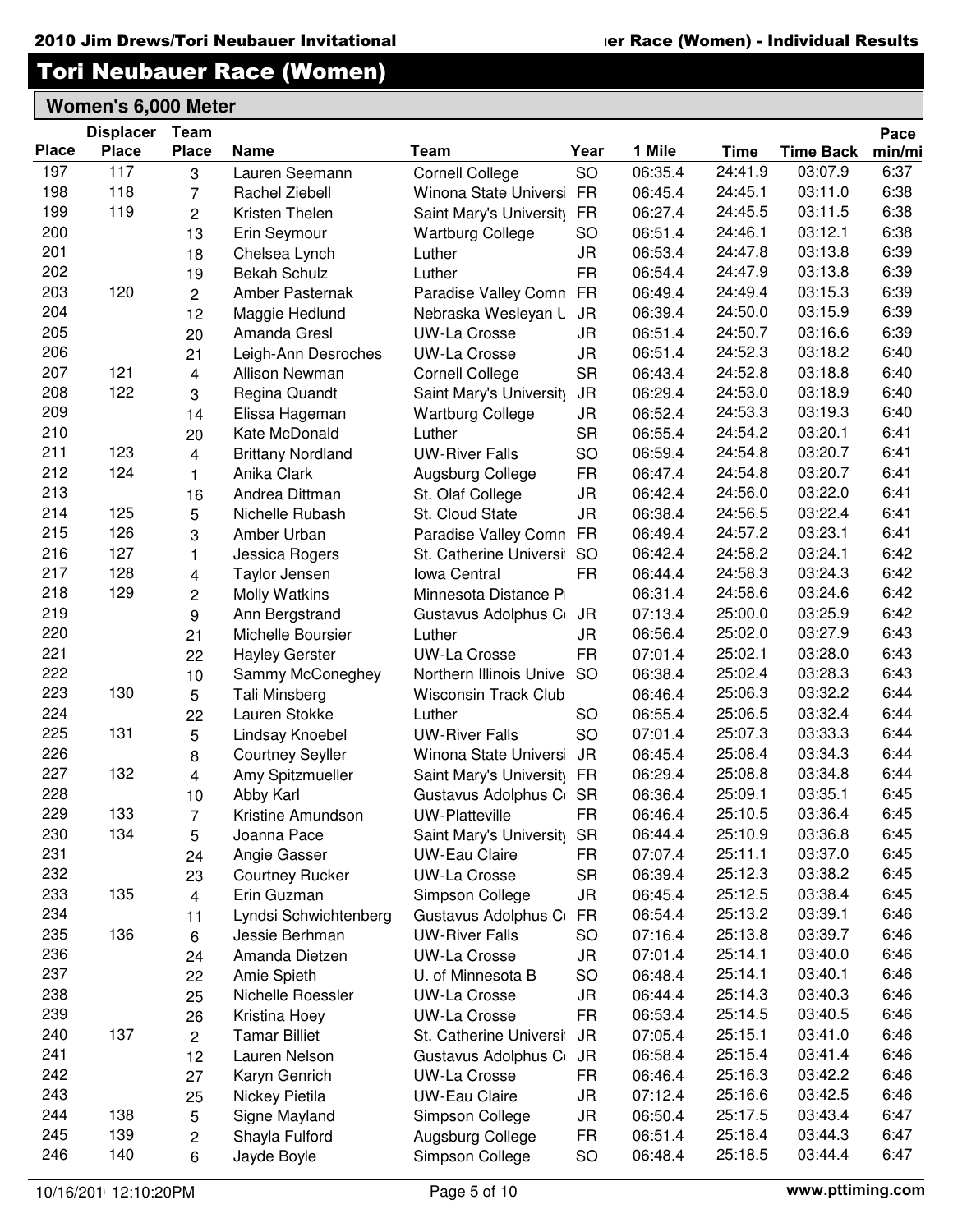## Tori Neubauer Race (Women)

### Women's 6,000 Meter

| Place | Displacer Place | Team Place | Name | Team | Year | 1 Mile | Time | Time Back | Pace min/mi |
|---|---|---|---|---|---|---|---|---|---|
| 197 | 117 | 3 | Lauren Seemann | Cornell College | SO | 06:35.4 | 24:41.9 | 03:07.9 | 6:37 |
| 198 | 118 | 7 | Rachel Ziebell | Winona State Universi | FR | 06:45.4 | 24:45.1 | 03:11.0 | 6:38 |
| 199 | 119 | 2 | Kristen Thelen | Saint Mary's University | FR | 06:27.4 | 24:45.5 | 03:11.5 | 6:38 |
| 200 | | 13 | Erin Seymour | Wartburg College | SO | 06:51.4 | 24:46.1 | 03:12.1 | 6:38 |
| 201 | | 18 | Chelsea Lynch | Luther | JR | 06:53.4 | 24:47.8 | 03:13.8 | 6:39 |
| 202 | | 19 | Bekah Schulz | Luther | FR | 06:54.4 | 24:47.9 | 03:13.8 | 6:39 |
| 203 | 120 | 2 | Amber Pasternak | Paradise Valley Comn | FR | 06:49.4 | 24:49.4 | 03:15.3 | 6:39 |
| 204 | | 12 | Maggie Hedlund | Nebraska Wesleyan U | JR | 06:39.4 | 24:50.0 | 03:15.9 | 6:39 |
| 205 | | 20 | Amanda Gresl | UW-La Crosse | JR | 06:51.4 | 24:50.7 | 03:16.6 | 6:39 |
| 206 | | 21 | Leigh-Ann Desroches | UW-La Crosse | JR | 06:51.4 | 24:52.3 | 03:18.2 | 6:40 |
| 207 | 121 | 4 | Allison Newman | Cornell College | SR | 06:43.4 | 24:52.8 | 03:18.8 | 6:40 |
| 208 | 122 | 3 | Regina Quandt | Saint Mary's University | JR | 06:29.4 | 24:53.0 | 03:18.9 | 6:40 |
| 209 | | 14 | Elissa Hageman | Wartburg College | JR | 06:52.4 | 24:53.3 | 03:19.3 | 6:40 |
| 210 | | 20 | Kate McDonald | Luther | SR | 06:55.4 | 24:54.2 | 03:20.1 | 6:41 |
| 211 | 123 | 4 | Brittany Nordland | UW-River Falls | SO | 06:59.4 | 24:54.8 | 03:20.7 | 6:41 |
| 212 | 124 | 1 | Anika Clark | Augsburg College | FR | 06:47.4 | 24:54.8 | 03:20.7 | 6:41 |
| 213 | | 16 | Andrea Dittman | St. Olaf College | JR | 06:42.4 | 24:56.0 | 03:22.0 | 6:41 |
| 214 | 125 | 5 | Nichelle Rubash | St. Cloud State | JR | 06:38.4 | 24:56.5 | 03:22.4 | 6:41 |
| 215 | 126 | 3 | Amber Urban | Paradise Valley Comn | FR | 06:49.4 | 24:57.2 | 03:23.1 | 6:41 |
| 216 | 127 | 1 | Jessica Rogers | St. Catherine Universi | SO | 06:42.4 | 24:58.2 | 03:24.1 | 6:42 |
| 217 | 128 | 4 | Taylor Jensen | Iowa Central | FR | 06:44.4 | 24:58.3 | 03:24.3 | 6:42 |
| 218 | 129 | 2 | Molly Watkins | Minnesota Distance P | | 06:31.4 | 24:58.6 | 03:24.6 | 6:42 |
| 219 | | 9 | Ann Bergstrand | Gustavus Adolphus C | JR | 07:13.4 | 25:00.0 | 03:25.9 | 6:42 |
| 220 | | 21 | Michelle Boursier | Luther | JR | 06:56.4 | 25:02.0 | 03:27.9 | 6:43 |
| 221 | | 22 | Hayley Gerster | UW-La Crosse | FR | 07:01.4 | 25:02.1 | 03:28.0 | 6:43 |
| 222 | | 10 | Sammy McConeghey | Northern Illinois Unive | SO | 06:38.4 | 25:02.4 | 03:28.3 | 6:43 |
| 223 | 130 | 5 | Tali Minsberg | Wisconsin Track Club | | 06:46.4 | 25:06.3 | 03:32.2 | 6:44 |
| 224 | | 22 | Lauren Stokke | Luther | SO | 06:55.4 | 25:06.5 | 03:32.4 | 6:44 |
| 225 | 131 | 5 | Lindsay Knoebel | UW-River Falls | SO | 07:01.4 | 25:07.3 | 03:33.3 | 6:44 |
| 226 | | 8 | Courtney Seyller | Winona State Universi | JR | 06:45.4 | 25:08.4 | 03:34.3 | 6:44 |
| 227 | 132 | 4 | Amy Spitzmueller | Saint Mary's University | FR | 06:29.4 | 25:08.8 | 03:34.8 | 6:44 |
| 228 | | 10 | Abby Karl | Gustavus Adolphus C | SR | 06:36.4 | 25:09.1 | 03:35.1 | 6:45 |
| 229 | 133 | 7 | Kristine Amundson | UW-Platteville | FR | 06:46.4 | 25:10.5 | 03:36.4 | 6:45 |
| 230 | 134 | 5 | Joanna Pace | Saint Mary's University | SR | 06:44.4 | 25:10.9 | 03:36.8 | 6:45 |
| 231 | | 24 | Angie Gasser | UW-Eau Claire | FR | 07:07.4 | 25:11.1 | 03:37.0 | 6:45 |
| 232 | | 23 | Courtney Rucker | UW-La Crosse | SR | 06:39.4 | 25:12.3 | 03:38.2 | 6:45 |
| 233 | 135 | 4 | Erin Guzman | Simpson College | JR | 06:45.4 | 25:12.5 | 03:38.4 | 6:45 |
| 234 | | 11 | Lyndsi Schwichtenberg | Gustavus Adolphus C | FR | 06:54.4 | 25:13.2 | 03:39.1 | 6:46 |
| 235 | 136 | 6 | Jessie Berhman | UW-River Falls | SO | 07:16.4 | 25:13.8 | 03:39.7 | 6:46 |
| 236 | | 24 | Amanda Dietzen | UW-La Crosse | JR | 07:01.4 | 25:14.1 | 03:40.0 | 6:46 |
| 237 | | 22 | Amie Spieth | U. of Minnesota B | SO | 06:48.4 | 25:14.1 | 03:40.1 | 6:46 |
| 238 | | 25 | Nichelle Roessler | UW-La Crosse | JR | 06:44.4 | 25:14.3 | 03:40.3 | 6:46 |
| 239 | | 26 | Kristina Hoey | UW-La Crosse | FR | 06:53.4 | 25:14.5 | 03:40.5 | 6:46 |
| 240 | 137 | 2 | Tamar Billiet | St. Catherine Universi | JR | 07:05.4 | 25:15.1 | 03:41.0 | 6:46 |
| 241 | | 12 | Lauren Nelson | Gustavus Adolphus C | JR | 06:58.4 | 25:15.4 | 03:41.4 | 6:46 |
| 242 | | 27 | Karyn Genrich | UW-La Crosse | FR | 06:46.4 | 25:16.3 | 03:42.2 | 6:46 |
| 243 | | 25 | Nickey Pietila | UW-Eau Claire | JR | 07:12.4 | 25:16.6 | 03:42.5 | 6:46 |
| 244 | 138 | 5 | Signe Mayland | Simpson College | JR | 06:50.4 | 25:17.5 | 03:43.4 | 6:47 |
| 245 | 139 | 2 | Shayla Fulford | Augsburg College | FR | 06:51.4 | 25:18.4 | 03:44.3 | 6:47 |
| 246 | 140 | 6 | Jayde Boyle | Simpson College | SO | 06:48.4 | 25:18.5 | 03:44.4 | 6:47 |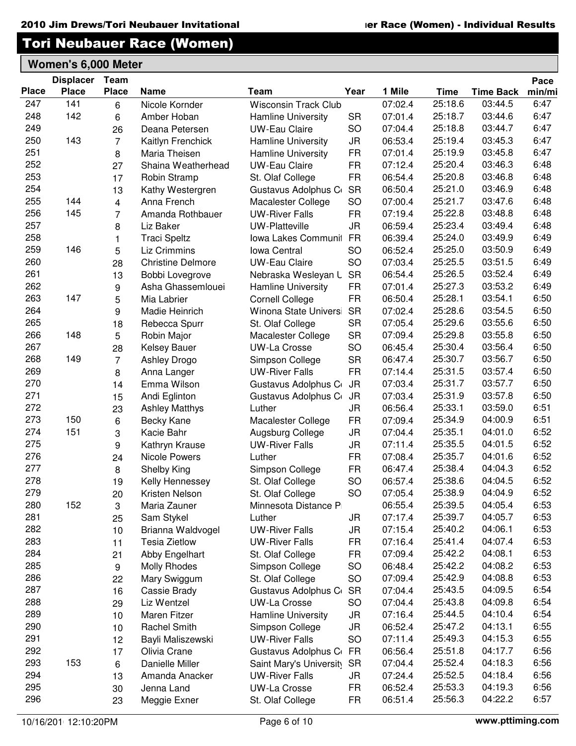## Tori Neubauer Race (Women)

### Women's 6,000 Meter

| Place | Displacer Place | Team Place | Name | Team | Year | 1 Mile | Time | Time Back | Pace min/mi |
|---|---|---|---|---|---|---|---|---|---|
| 247 | 141 | 6 | Nicole Kornder | Wisconsin Track Club | | 07:02.4 | 25:18.6 | 03:44.5 | 6:47 |
| 248 | 142 | 6 | Amber Hoban | Hamline University | SR | 07:01.4 | 25:18.7 | 03:44.6 | 6:47 |
| 249 | | 26 | Deana Petersen | UW-Eau Claire | SO | 07:04.4 | 25:18.8 | 03:44.7 | 6:47 |
| 250 | 143 | 7 | Kaitlyn Frenchick | Hamline University | JR | 06:53.4 | 25:19.4 | 03:45.3 | 6:47 |
| 251 | | 8 | Maria Theisen | Hamline University | FR | 07:01.4 | 25:19.9 | 03:45.8 | 6:47 |
| 252 | | 27 | Shaina Weatherhead | UW-Eau Claire | FR | 07:12.4 | 25:20.4 | 03:46.3 | 6:48 |
| 253 | | 17 | Robin Stramp | St. Olaf College | FR | 06:54.4 | 25:20.8 | 03:46.8 | 6:48 |
| 254 | | 13 | Kathy Westergren | Gustavus Adolphus Co | SR | 06:50.4 | 25:21.0 | 03:46.9 | 6:48 |
| 255 | 144 | 4 | Anna French | Macalester College | SO | 07:00.4 | 25:21.7 | 03:47.6 | 6:48 |
| 256 | 145 | 7 | Amanda Rothbauer | UW-River Falls | FR | 07:19.4 | 25:22.8 | 03:48.8 | 6:48 |
| 257 | | 8 | Liz Baker | UW-Platteville | JR | 06:59.4 | 25:23.4 | 03:49.4 | 6:48 |
| 258 | | 1 | Traci Speltz | Iowa Lakes Communit | FR | 06:39.4 | 25:24.0 | 03:49.9 | 6:49 |
| 259 | 146 | 5 | Liz Crimmins | Iowa Central | SO | 06:52.4 | 25:25.0 | 03:50.9 | 6:49 |
| 260 | | 28 | Christine Delmore | UW-Eau Claire | SO | 07:03.4 | 25:25.5 | 03:51.5 | 6:49 |
| 261 | | 13 | Bobbi Lovegrove | Nebraska Wesleyan U | SR | 06:54.4 | 25:26.5 | 03:52.4 | 6:49 |
| 262 | | 9 | Asha Ghassemlouei | Hamline University | FR | 07:01.4 | 25:27.3 | 03:53.2 | 6:49 |
| 263 | 147 | 5 | Mia Labrier | Cornell College | FR | 06:50.4 | 25:28.1 | 03:54.1 | 6:50 |
| 264 | | 9 | Madie Heinrich | Winona State Universi | SR | 07:02.4 | 25:28.6 | 03:54.5 | 6:50 |
| 265 | | 18 | Rebecca Spurr | St. Olaf College | SR | 07:05.4 | 25:29.6 | 03:55.6 | 6:50 |
| 266 | 148 | 5 | Robin Major | Macalester College | SR | 07:09.4 | 25:29.8 | 03:55.8 | 6:50 |
| 267 | | 28 | Kelsey Bauer | UW-La Crosse | SO | 06:45.4 | 25:30.4 | 03:56.4 | 6:50 |
| 268 | 149 | 7 | Ashley Drogo | Simpson College | SR | 06:47.4 | 25:30.7 | 03:56.7 | 6:50 |
| 269 | | 8 | Anna Langer | UW-River Falls | FR | 07:14.4 | 25:31.5 | 03:57.4 | 6:50 |
| 270 | | 14 | Emma Wilson | Gustavus Adolphus Co | JR | 07:03.4 | 25:31.7 | 03:57.7 | 6:50 |
| 271 | | 15 | Andi Eglinton | Gustavus Adolphus Co | JR | 07:03.4 | 25:31.9 | 03:57.8 | 6:50 |
| 272 | | 23 | Ashley Matthys | Luther | JR | 06:56.4 | 25:33.1 | 03:59.0 | 6:51 |
| 273 | 150 | 6 | Becky Kane | Macalester College | FR | 07:09.4 | 25:34.9 | 04:00.9 | 6:51 |
| 274 | 151 | 3 | Kacie Bahr | Augsburg College | JR | 07:04.4 | 25:35.1 | 04:01.0 | 6:52 |
| 275 | | 9 | Kathryn Krause | UW-River Falls | JR | 07:11.4 | 25:35.5 | 04:01.5 | 6:52 |
| 276 | | 24 | Nicole Powers | Luther | FR | 07:08.4 | 25:35.7 | 04:01.6 | 6:52 |
| 277 | | 8 | Shelby King | Simpson College | FR | 06:47.4 | 25:38.4 | 04:04.3 | 6:52 |
| 278 | | 19 | Kelly Hennessey | St. Olaf College | SO | 06:57.4 | 25:38.6 | 04:04.5 | 6:52 |
| 279 | | 20 | Kristen Nelson | St. Olaf College | SO | 07:05.4 | 25:38.9 | 04:04.9 | 6:52 |
| 280 | 152 | 3 | Maria Zauner | Minnesota Distance P | | 06:55.4 | 25:39.5 | 04:05.4 | 6:53 |
| 281 | | 25 | Sam Stykel | Luther | JR | 07:17.4 | 25:39.7 | 04:05.7 | 6:53 |
| 282 | | 10 | Brianna Waldvogel | UW-River Falls | JR | 07:15.4 | 25:40.2 | 04:06.1 | 6:53 |
| 283 | | 11 | Tesia Zietlow | UW-River Falls | FR | 07:16.4 | 25:41.4 | 04:07.4 | 6:53 |
| 284 | | 21 | Abby Engelhart | St. Olaf College | FR | 07:09.4 | 25:42.2 | 04:08.1 | 6:53 |
| 285 | | 9 | Molly Rhodes | Simpson College | SO | 06:48.4 | 25:42.2 | 04:08.2 | 6:53 |
| 286 | | 22 | Mary Swiggum | St. Olaf College | SO | 07:09.4 | 25:42.9 | 04:08.8 | 6:53 |
| 287 | | 16 | Cassie Brady | Gustavus Adolphus Co | SR | 07:04.4 | 25:43.5 | 04:09.5 | 6:54 |
| 288 | | 29 | Liz Wentzel | UW-La Crosse | SO | 07:04.4 | 25:43.8 | 04:09.8 | 6:54 |
| 289 | | 10 | Maren Fitzer | Hamline University | JR | 07:16.4 | 25:44.5 | 04:10.4 | 6:54 |
| 290 | | 10 | Rachel Smith | Simpson College | JR | 06:52.4 | 25:47.2 | 04:13.1 | 6:55 |
| 291 | | 12 | Bayli Maliszewski | UW-River Falls | SO | 07:11.4 | 25:49.3 | 04:15.3 | 6:55 |
| 292 | | 17 | Olivia Crane | Gustavus Adolphus Co | FR | 06:56.4 | 25:51.8 | 04:17.7 | 6:56 |
| 293 | 153 | 6 | Danielle Miller | Saint Mary's University | SR | 07:04.4 | 25:52.4 | 04:18.3 | 6:56 |
| 294 | | 13 | Amanda Anacker | UW-River Falls | JR | 07:24.4 | 25:52.5 | 04:18.4 | 6:56 |
| 295 | | 30 | Jenna Land | UW-La Crosse | FR | 06:52.4 | 25:53.3 | 04:19.3 | 6:56 |
| 296 | | 23 | Meggie Exner | St. Olaf College | FR | 06:51.4 | 25:56.3 | 04:22.2 | 6:57 |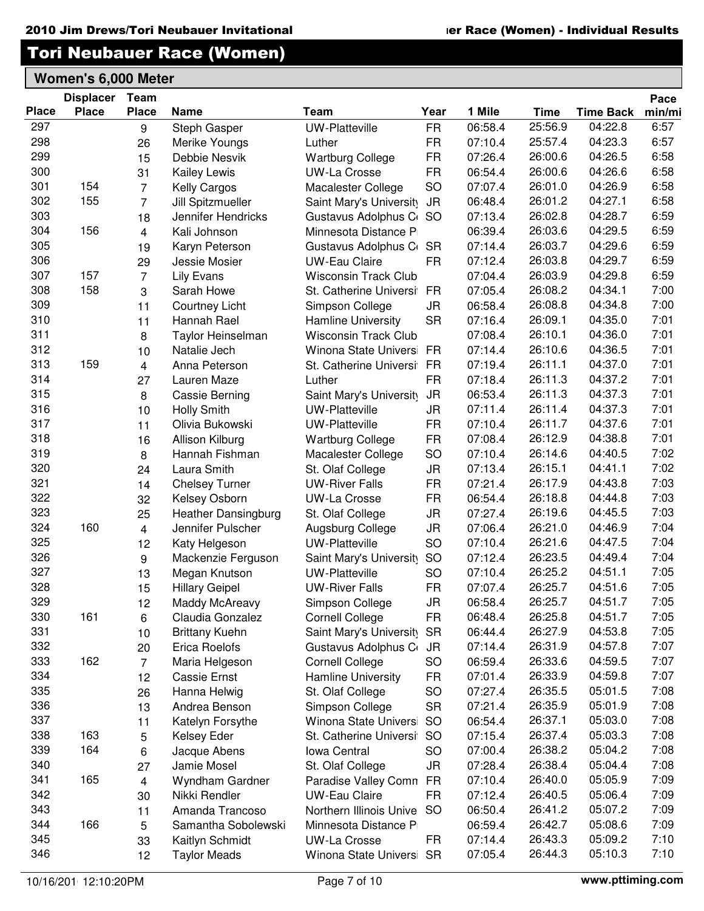# Tori Neubauer Race (Women)

## Women's 6,000 Meter

| Place | Displacer Place | Team Place | Name | Team | Year | 1 Mile | Time | Time Back | Pace min/mi |
|---|---|---|---|---|---|---|---|---|---|
| 297 | | 9 | Steph Gasper | UW-Platteville | FR | 06:58.4 | 25:56.9 | 04:22.8 | 6:57 |
| 298 | | 26 | Merike Youngs | Luther | FR | 07:10.4 | 25:57.4 | 04:23.3 | 6:57 |
| 299 | | 15 | Debbie Nesvik | Wartburg College | FR | 07:26.4 | 26:00.6 | 04:26.5 | 6:58 |
| 300 | | 31 | Kailey Lewis | UW-La Crosse | FR | 06:54.4 | 26:00.6 | 04:26.6 | 6:58 |
| 301 | 154 | 7 | Kelly Cargos | Macalester College | SO | 07:07.4 | 26:01.0 | 04:26.9 | 6:58 |
| 302 | 155 | 7 | Jill Spitzmueller | Saint Mary's University | JR | 06:48.4 | 26:01.2 | 04:27.1 | 6:58 |
| 303 | | 18 | Jennifer Hendricks | Gustavus Adolphus Co | SO | 07:13.4 | 26:02.8 | 04:28.7 | 6:59 |
| 304 | 156 | 4 | Kali Johnson | Minnesota Distance P | | 06:39.4 | 26:03.6 | 04:29.5 | 6:59 |
| 305 | | 19 | Karyn Peterson | Gustavus Adolphus Co | SR | 07:14.4 | 26:03.7 | 04:29.6 | 6:59 |
| 306 | | 29 | Jessie Mosier | UW-Eau Claire | FR | 07:12.4 | 26:03.8 | 04:29.7 | 6:59 |
| 307 | 157 | 7 | Lily Evans | Wisconsin Track Club | | 07:04.4 | 26:03.9 | 04:29.8 | 6:59 |
| 308 | 158 | 3 | Sarah Howe | St. Catherine Universit | FR | 07:05.4 | 26:08.2 | 04:34.1 | 7:00 |
| 309 | | 11 | Courtney Licht | Simpson College | JR | 06:58.4 | 26:08.8 | 04:34.8 | 7:00 |
| 310 | | 11 | Hannah Rael | Hamline University | SR | 07:16.4 | 26:09.1 | 04:35.0 | 7:01 |
| 311 | | 8 | Taylor Heinselman | Wisconsin Track Club | | 07:08.4 | 26:10.1 | 04:36.0 | 7:01 |
| 312 | | 10 | Natalie Jech | Winona State Universi | FR | 07:14.4 | 26:10.6 | 04:36.5 | 7:01 |
| 313 | 159 | 4 | Anna Peterson | St. Catherine Universit | FR | 07:19.4 | 26:11.1 | 04:37.0 | 7:01 |
| 314 | | 27 | Lauren Maze | Luther | FR | 07:18.4 | 26:11.3 | 04:37.2 | 7:01 |
| 315 | | 8 | Cassie Berning | Saint Mary's University | JR | 06:53.4 | 26:11.3 | 04:37.3 | 7:01 |
| 316 | | 10 | Holly Smith | UW-Platteville | JR | 07:11.4 | 26:11.4 | 04:37.3 | 7:01 |
| 317 | | 11 | Olivia Bukowski | UW-Platteville | FR | 07:10.4 | 26:11.7 | 04:37.6 | 7:01 |
| 318 | | 16 | Allison Kilburg | Wartburg College | FR | 07:08.4 | 26:12.9 | 04:38.8 | 7:01 |
| 319 | | 8 | Hannah Fishman | Macalester College | SO | 07:10.4 | 26:14.6 | 04:40.5 | 7:02 |
| 320 | | 24 | Laura Smith | St. Olaf College | JR | 07:13.4 | 26:15.1 | 04:41.1 | 7:02 |
| 321 | | 14 | Chelsey Turner | UW-River Falls | FR | 07:21.4 | 26:17.9 | 04:43.8 | 7:03 |
| 322 | | 32 | Kelsey Osborn | UW-La Crosse | FR | 06:54.4 | 26:18.8 | 04:44.8 | 7:03 |
| 323 | | 25 | Heather Dansingburg | St. Olaf College | JR | 07:27.4 | 26:19.6 | 04:45.5 | 7:03 |
| 324 | 160 | 4 | Jennifer Pulscher | Augsburg College | JR | 07:06.4 | 26:21.0 | 04:46.9 | 7:04 |
| 325 | | 12 | Katy Helgeson | UW-Platteville | SO | 07:10.4 | 26:21.6 | 04:47.5 | 7:04 |
| 326 | | 9 | Mackenzie Ferguson | Saint Mary's University | SO | 07:12.4 | 26:23.5 | 04:49.4 | 7:04 |
| 327 | | 13 | Megan Knutson | UW-Platteville | SO | 07:10.4 | 26:25.2 | 04:51.1 | 7:05 |
| 328 | | 15 | Hillary Geipel | UW-River Falls | FR | 07:07.4 | 26:25.7 | 04:51.6 | 7:05 |
| 329 | | 12 | Maddy McAreavy | Simpson College | JR | 06:58.4 | 26:25.7 | 04:51.7 | 7:05 |
| 330 | 161 | 6 | Claudia Gonzalez | Cornell College | FR | 06:48.4 | 26:25.8 | 04:51.7 | 7:05 |
| 331 | | 10 | Brittany Kuehn | Saint Mary's University | SR | 06:44.4 | 26:27.9 | 04:53.8 | 7:05 |
| 332 | | 20 | Erica Roelofs | Gustavus Adolphus Co | JR | 07:14.4 | 26:31.9 | 04:57.8 | 7:07 |
| 333 | 162 | 7 | Maria Helgeson | Cornell College | SO | 06:59.4 | 26:33.6 | 04:59.5 | 7:07 |
| 334 | | 12 | Cassie Ernst | Hamline University | FR | 07:01.4 | 26:33.9 | 04:59.8 | 7:07 |
| 335 | | 26 | Hanna Helwig | St. Olaf College | SO | 07:27.4 | 26:35.5 | 05:01.5 | 7:08 |
| 336 | | 13 | Andrea Benson | Simpson College | SR | 07:21.4 | 26:35.9 | 05:01.9 | 7:08 |
| 337 | | 11 | Katelyn Forsythe | Winona State Universi | SO | 06:54.4 | 26:37.1 | 05:03.0 | 7:08 |
| 338 | 163 | 5 | Kelsey Eder | St. Catherine Universit | SO | 07:15.4 | 26:37.4 | 05:03.3 | 7:08 |
| 339 | 164 | 6 | Jacque Abens | Iowa Central | SO | 07:00.4 | 26:38.2 | 05:04.2 | 7:08 |
| 340 | | 27 | Jamie Mosel | St. Olaf College | JR | 07:28.4 | 26:38.4 | 05:04.4 | 7:08 |
| 341 | 165 | 4 | Wyndham Gardner | Paradise Valley Comm | FR | 07:10.4 | 26:40.0 | 05:05.9 | 7:09 |
| 342 | | 30 | Nikki Rendler | UW-Eau Claire | FR | 07:12.4 | 26:40.5 | 05:06.4 | 7:09 |
| 343 | | 11 | Amanda Trancoso | Northern Illinois Unive | SO | 06:50.4 | 26:41.2 | 05:07.2 | 7:09 |
| 344 | 166 | 5 | Samantha Sobolewski | Minnesota Distance P | | 06:59.4 | 26:42.7 | 05:08.6 | 7:09 |
| 345 | | 33 | Kaitlyn Schmidt | UW-La Crosse | FR | 07:14.4 | 26:43.3 | 05:09.2 | 7:10 |
| 346 | | 12 | Taylor Meads | Winona State Universi | SR | 07:05.4 | 26:44.3 | 05:10.3 | 7:10 |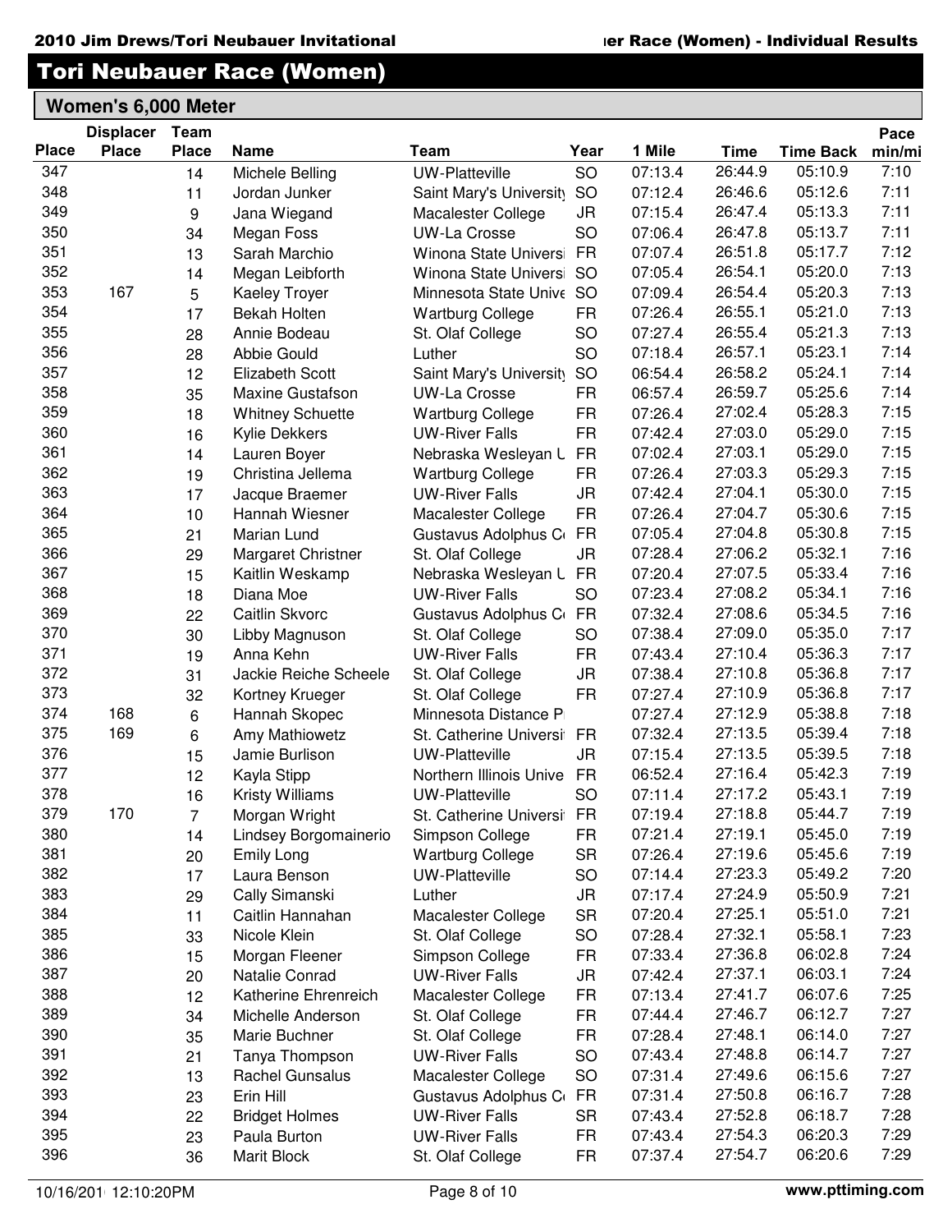## Tori Neubauer Race (Women)

### Women's 6,000 Meter

| Place | Displacer Place | Team Place | Name | Team | Year | 1 Mile | Time | Time Back | Pace min/mi |
|---|---|---|---|---|---|---|---|---|---|
| 347 | | 14 | Michele Belling | UW-Platteville | SO | 07:13.4 | 26:44.9 | 05:10.9 | 7:10 |
| 348 | | 11 | Jordan Junker | Saint Mary's University | SO | 07:12.4 | 26:46.6 | 05:12.6 | 7:11 |
| 349 | | 9 | Jana Wiegand | Macalester College | JR | 07:15.4 | 26:47.4 | 05:13.3 | 7:11 |
| 350 | | 34 | Megan Foss | UW-La Crosse | SO | 07:06.4 | 26:47.8 | 05:13.7 | 7:11 |
| 351 | | 13 | Sarah Marchio | Winona State Universi | FR | 07:07.4 | 26:51.8 | 05:17.7 | 7:12 |
| 352 | | 14 | Megan Leibforth | Winona State Universi | SO | 07:05.4 | 26:54.1 | 05:20.0 | 7:13 |
| 353 | 167 | 5 | Kaeley Troyer | Minnesota State Unive | SO | 07:09.4 | 26:54.4 | 05:20.3 | 7:13 |
| 354 | | 17 | Bekah Holten | Wartburg College | FR | 07:26.4 | 26:55.1 | 05:21.0 | 7:13 |
| 355 | | 28 | Annie Bodeau | St. Olaf College | SO | 07:27.4 | 26:55.4 | 05:21.3 | 7:13 |
| 356 | | 28 | Abbie Gould | Luther | SO | 07:18.4 | 26:57.1 | 05:23.1 | 7:14 |
| 357 | | 12 | Elizabeth Scott | Saint Mary's University | SO | 06:54.4 | 26:58.2 | 05:24.1 | 7:14 |
| 358 | | 35 | Maxine Gustafson | UW-La Crosse | FR | 06:57.4 | 26:59.7 | 05:25.6 | 7:14 |
| 359 | | 18 | Whitney Schuette | Wartburg College | FR | 07:26.4 | 27:02.4 | 05:28.3 | 7:15 |
| 360 | | 16 | Kylie Dekkers | UW-River Falls | FR | 07:42.4 | 27:03.0 | 05:29.0 | 7:15 |
| 361 | | 14 | Lauren Boyer | Nebraska Wesleyan U | FR | 07:02.4 | 27:03.1 | 05:29.0 | 7:15 |
| 362 | | 19 | Christina Jellema | Wartburg College | FR | 07:26.4 | 27:03.3 | 05:29.3 | 7:15 |
| 363 | | 17 | Jacque Braemer | UW-River Falls | JR | 07:42.4 | 27:04.1 | 05:30.0 | 7:15 |
| 364 | | 10 | Hannah Wiesner | Macalester College | FR | 07:26.4 | 27:04.7 | 05:30.6 | 7:15 |
| 365 | | 21 | Marian Lund | Gustavus Adolphus C | FR | 07:05.4 | 27:04.8 | 05:30.8 | 7:15 |
| 366 | | 29 | Margaret Christner | St. Olaf College | JR | 07:28.4 | 27:06.2 | 05:32.1 | 7:16 |
| 367 | | 15 | Kaitlin Weskamp | Nebraska Wesleyan U | FR | 07:20.4 | 27:07.5 | 05:33.4 | 7:16 |
| 368 | | 18 | Diana Moe | UW-River Falls | SO | 07:23.4 | 27:08.2 | 05:34.1 | 7:16 |
| 369 | | 22 | Caitlin Skvorc | Gustavus Adolphus C | FR | 07:32.4 | 27:08.6 | 05:34.5 | 7:16 |
| 370 | | 30 | Libby Magnuson | St. Olaf College | SO | 07:38.4 | 27:09.0 | 05:35.0 | 7:17 |
| 371 | | 19 | Anna Kehn | UW-River Falls | FR | 07:43.4 | 27:10.4 | 05:36.3 | 7:17 |
| 372 | | 31 | Jackie Reiche Scheele | St. Olaf College | JR | 07:38.4 | 27:10.8 | 05:36.8 | 7:17 |
| 373 | | 32 | Kortney Krueger | St. Olaf College | FR | 07:27.4 | 27:10.9 | 05:36.8 | 7:17 |
| 374 | 168 | 6 | Hannah Skopec | Minnesota Distance P | | 07:27.4 | 27:12.9 | 05:38.8 | 7:18 |
| 375 | 169 | 6 | Amy Mathiowetz | St. Catherine Universi | FR | 07:32.4 | 27:13.5 | 05:39.4 | 7:18 |
| 376 | | 15 | Jamie Burlison | UW-Platteville | JR | 07:15.4 | 27:13.5 | 05:39.5 | 7:18 |
| 377 | | 12 | Kayla Stipp | Northern Illinois Unive | FR | 06:52.4 | 27:16.4 | 05:42.3 | 7:19 |
| 378 | | 16 | Kristy Williams | UW-Platteville | SO | 07:11.4 | 27:17.2 | 05:43.1 | 7:19 |
| 379 | 170 | 7 | Morgan Wright | St. Catherine Universi | FR | 07:19.4 | 27:18.8 | 05:44.7 | 7:19 |
| 380 | | 14 | Lindsey Borgomainerio | Simpson College | FR | 07:21.4 | 27:19.1 | 05:45.0 | 7:19 |
| 381 | | 20 | Emily Long | Wartburg College | SR | 07:26.4 | 27:19.6 | 05:45.6 | 7:19 |
| 382 | | 17 | Laura Benson | UW-Platteville | SO | 07:14.4 | 27:23.3 | 05:49.2 | 7:20 |
| 383 | | 29 | Cally Simanski | Luther | JR | 07:17.4 | 27:24.9 | 05:50.9 | 7:21 |
| 384 | | 11 | Caitlin Hannahan | Macalester College | SR | 07:20.4 | 27:25.1 | 05:51.0 | 7:21 |
| 385 | | 33 | Nicole Klein | St. Olaf College | SO | 07:28.4 | 27:32.1 | 05:58.1 | 7:23 |
| 386 | | 15 | Morgan Fleener | Simpson College | FR | 07:33.4 | 27:36.8 | 06:02.8 | 7:24 |
| 387 | | 20 | Natalie Conrad | UW-River Falls | JR | 07:42.4 | 27:37.1 | 06:03.1 | 7:24 |
| 388 | | 12 | Katherine Ehrenreich | Macalester College | FR | 07:13.4 | 27:41.7 | 06:07.6 | 7:25 |
| 389 | | 34 | Michelle Anderson | St. Olaf College | FR | 07:44.4 | 27:46.7 | 06:12.7 | 7:27 |
| 390 | | 35 | Marie Buchner | St. Olaf College | FR | 07:28.4 | 27:48.1 | 06:14.0 | 7:27 |
| 391 | | 21 | Tanya Thompson | UW-River Falls | SO | 07:43.4 | 27:48.8 | 06:14.7 | 7:27 |
| 392 | | 13 | Rachel Gunsalus | Macalester College | SO | 07:31.4 | 27:49.6 | 06:15.6 | 7:27 |
| 393 | | 23 | Erin Hill | Gustavus Adolphus C | FR | 07:31.4 | 27:50.8 | 06:16.7 | 7:28 |
| 394 | | 22 | Bridget Holmes | UW-River Falls | SR | 07:43.4 | 27:52.8 | 06:18.7 | 7:28 |
| 395 | | 23 | Paula Burton | UW-River Falls | FR | 07:43.4 | 27:54.3 | 06:20.3 | 7:29 |
| 396 | | 36 | Marit Block | St. Olaf College | FR | 07:37.4 | 27:54.7 | 06:20.6 | 7:29 |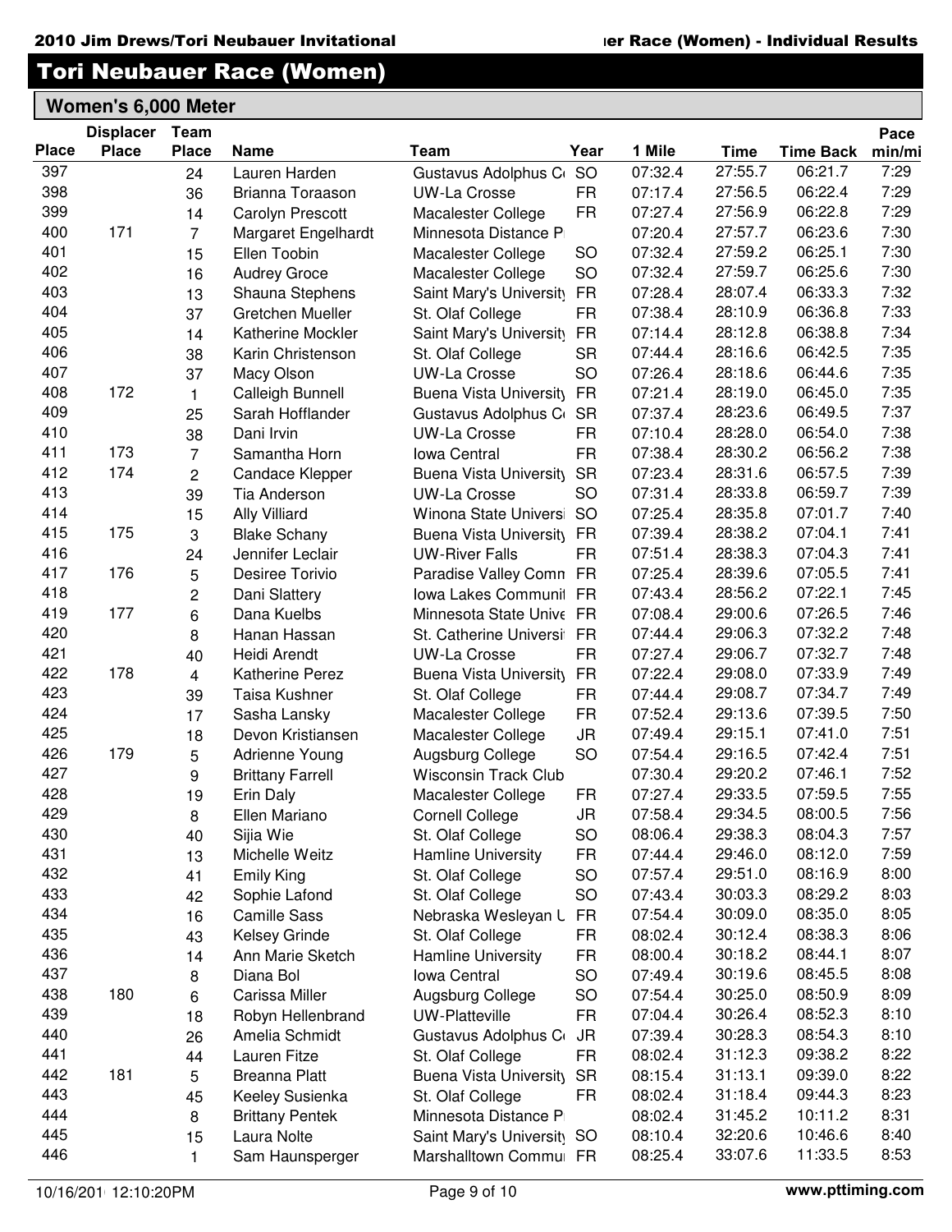## Tori Neubauer Race (Women)

### Women's 6,000 Meter

| Place | Displacer Place | Team Place | Name | Team | Year | 1 Mile | Time | Time Back | Pace min/mi |
|---|---|---|---|---|---|---|---|---|---|
| 397 | | 24 | Lauren Harden | Gustavus Adolphus C | SO | 07:32.4 | 27:55.7 | 06:21.7 | 7:29 |
| 398 | | 36 | Brianna Toraason | UW-La Crosse | FR | 07:17.4 | 27:56.5 | 06:22.4 | 7:29 |
| 399 | | 14 | Carolyn Prescott | Macalester College | FR | 07:27.4 | 27:56.9 | 06:22.8 | 7:29 |
| 400 | 171 | 7 | Margaret Engelhardt | Minnesota Distance P | | 07:20.4 | 27:57.7 | 06:23.6 | 7:30 |
| 401 | | 15 | Ellen Toobin | Macalester College | SO | 07:32.4 | 27:59.2 | 06:25.1 | 7:30 |
| 402 | | 16 | Audrey Groce | Macalester College | SO | 07:32.4 | 27:59.7 | 06:25.6 | 7:30 |
| 403 | | 13 | Shauna Stephens | Saint Mary's University | FR | 07:28.4 | 28:07.4 | 06:33.3 | 7:32 |
| 404 | | 37 | Gretchen Mueller | St. Olaf College | FR | 07:38.4 | 28:10.9 | 06:36.8 | 7:33 |
| 405 | | 14 | Katherine Mockler | Saint Mary's University | FR | 07:14.4 | 28:12.8 | 06:38.8 | 7:34 |
| 406 | | 38 | Karin Christenson | St. Olaf College | SR | 07:44.4 | 28:16.6 | 06:42.5 | 7:35 |
| 407 | | 37 | Macy Olson | UW-La Crosse | SO | 07:26.4 | 28:18.6 | 06:44.6 | 7:35 |
| 408 | 172 | 1 | Calleigh Bunnell | Buena Vista University | FR | 07:21.4 | 28:19.0 | 06:45.0 | 7:35 |
| 409 | | 25 | Sarah Hofflander | Gustavus Adolphus C | SR | 07:37.4 | 28:23.6 | 06:49.5 | 7:37 |
| 410 | | 38 | Dani Irvin | UW-La Crosse | FR | 07:10.4 | 28:28.0 | 06:54.0 | 7:38 |
| 411 | 173 | 7 | Samantha Horn | Iowa Central | FR | 07:38.4 | 28:30.2 | 06:56.2 | 7:38 |
| 412 | 174 | 2 | Candace Klepper | Buena Vista University | SR | 07:23.4 | 28:31.6 | 06:57.5 | 7:39 |
| 413 | | 39 | Tia Anderson | UW-La Crosse | SO | 07:31.4 | 28:33.8 | 06:59.7 | 7:39 |
| 414 | | 15 | Ally Villiard | Winona State Universi | SO | 07:25.4 | 28:35.8 | 07:01.7 | 7:40 |
| 415 | 175 | 3 | Blake Schany | Buena Vista University | FR | 07:39.4 | 28:38.2 | 07:04.1 | 7:41 |
| 416 | | 24 | Jennifer Leclair | UW-River Falls | FR | 07:51.4 | 28:38.3 | 07:04.3 | 7:41 |
| 417 | 176 | 5 | Desiree Torivio | Paradise Valley Comn | FR | 07:25.4 | 28:39.6 | 07:05.5 | 7:41 |
| 418 | | 2 | Dani Slattery | Iowa Lakes Communit | FR | 07:43.4 | 28:56.2 | 07:22.1 | 7:45 |
| 419 | 177 | 6 | Dana Kuelbs | Minnesota State Unive | FR | 07:08.4 | 29:00.6 | 07:26.5 | 7:46 |
| 420 | | 8 | Hanan Hassan | St. Catherine Universi | FR | 07:44.4 | 29:06.3 | 07:32.2 | 7:48 |
| 421 | | 40 | Heidi Arendt | UW-La Crosse | FR | 07:27.4 | 29:06.7 | 07:32.7 | 7:48 |
| 422 | 178 | 4 | Katherine Perez | Buena Vista University | FR | 07:22.4 | 29:08.0 | 07:33.9 | 7:49 |
| 423 | | 39 | Taisa Kushner | St. Olaf College | FR | 07:44.4 | 29:08.7 | 07:34.7 | 7:49 |
| 424 | | 17 | Sasha Lansky | Macalester College | FR | 07:52.4 | 29:13.6 | 07:39.5 | 7:50 |
| 425 | | 18 | Devon Kristiansen | Macalester College | JR | 07:49.4 | 29:15.1 | 07:41.0 | 7:51 |
| 426 | 179 | 5 | Adrienne Young | Augsburg College | SO | 07:54.4 | 29:16.5 | 07:42.4 | 7:51 |
| 427 | | 9 | Brittany Farrell | Wisconsin Track Club | | 07:30.4 | 29:20.2 | 07:46.1 | 7:52 |
| 428 | | 19 | Erin Daly | Macalester College | FR | 07:27.4 | 29:33.5 | 07:59.5 | 7:55 |
| 429 | | 8 | Ellen Mariano | Cornell College | JR | 07:58.4 | 29:34.5 | 08:00.5 | 7:56 |
| 430 | | 40 | Sijia Wie | St. Olaf College | SO | 08:06.4 | 29:38.3 | 08:04.3 | 7:57 |
| 431 | | 13 | Michelle Weitz | Hamline University | FR | 07:44.4 | 29:46.0 | 08:12.0 | 7:59 |
| 432 | | 41 | Emily King | St. Olaf College | SO | 07:57.4 | 29:51.0 | 08:16.9 | 8:00 |
| 433 | | 42 | Sophie Lafond | St. Olaf College | SO | 07:43.4 | 30:03.3 | 08:29.2 | 8:03 |
| 434 | | 16 | Camille Sass | Nebraska Wesleyan U | FR | 07:54.4 | 30:09.0 | 08:35.0 | 8:05 |
| 435 | | 43 | Kelsey Grinde | St. Olaf College | FR | 08:02.4 | 30:12.4 | 08:38.3 | 8:06 |
| 436 | | 14 | Ann Marie Sketch | Hamline University | FR | 08:00.4 | 30:18.2 | 08:44.1 | 8:07 |
| 437 | | 8 | Diana Bol | Iowa Central | SO | 07:49.4 | 30:19.6 | 08:45.5 | 8:08 |
| 438 | 180 | 6 | Carissa Miller | Augsburg College | SO | 07:54.4 | 30:25.0 | 08:50.9 | 8:09 |
| 439 | | 18 | Robyn Hellenbrand | UW-Platteville | FR | 07:04.4 | 30:26.4 | 08:52.3 | 8:10 |
| 440 | | 26 | Amelia Schmidt | Gustavus Adolphus C | JR | 07:39.4 | 30:28.3 | 08:54.3 | 8:10 |
| 441 | | 44 | Lauren Fitze | St. Olaf College | FR | 08:02.4 | 31:12.3 | 09:38.2 | 8:22 |
| 442 | 181 | 5 | Breanna Platt | Buena Vista University | SR | 08:15.4 | 31:13.1 | 09:39.0 | 8:22 |
| 443 | | 45 | Keeley Susienka | St. Olaf College | FR | 08:02.4 | 31:18.4 | 09:44.3 | 8:23 |
| 444 | | 8 | Brittany Pentek | Minnesota Distance P | | 08:02.4 | 31:45.2 | 10:11.2 | 8:31 |
| 445 | | 15 | Laura Nolte | Saint Mary's University | SO | 08:10.4 | 32:20.6 | 10:46.6 | 8:40 |
| 446 | | 1 | Sam Haunsperger | Marshalltown Commu | FR | 08:25.4 | 33:07.6 | 11:33.5 | 8:53 |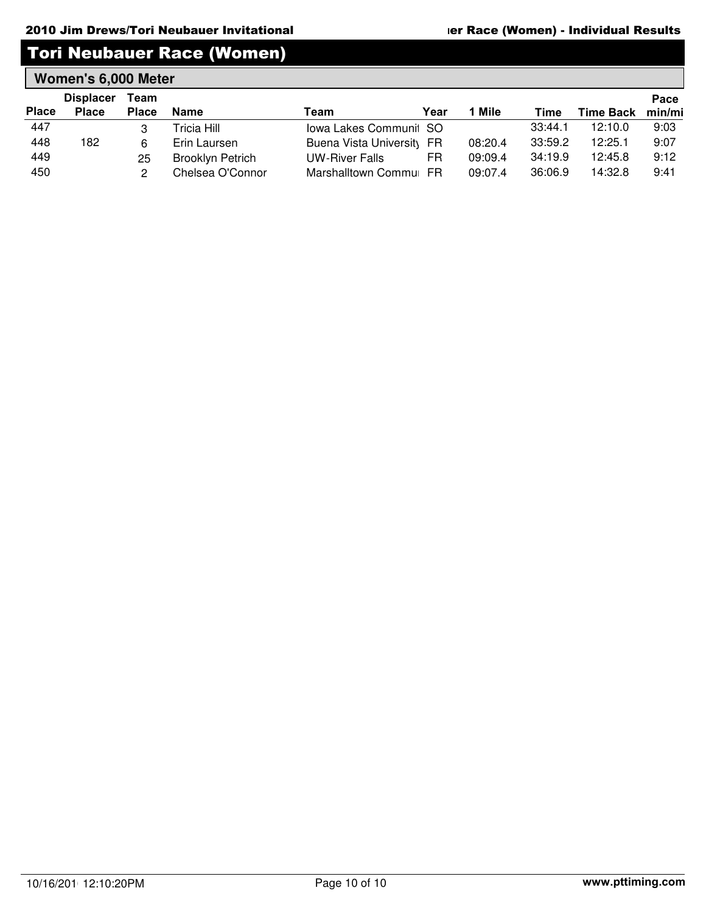# Tori Neubauer Race (Women)

## Women's 6,000 Meter

| Place | Displacer Place | Team Place | Name | Team | Year | 1 Mile | Time | Time Back | Pace min/mi |
|---|---|---|---|---|---|---|---|---|---|
| 447 | | 3 | Tricia Hill | Iowa Lakes Communit | SO | | 33:44.1 | 12:10.0 | 9:03 |
| 448 | 182 | 6 | Erin Laursen | Buena Vista University | FR | 08:20.4 | 33:59.2 | 12:25.1 | 9:07 |
| 449 | | 25 | Brooklyn Petrich | UW-River Falls | FR | 09:09.4 | 34:19.9 | 12:45.8 | 9:12 |
| 450 | | 2 | Chelsea O'Connor | Marshalltown Commu | FR | 09:07.4 | 36:06.9 | 14:32.8 | 9:41 |